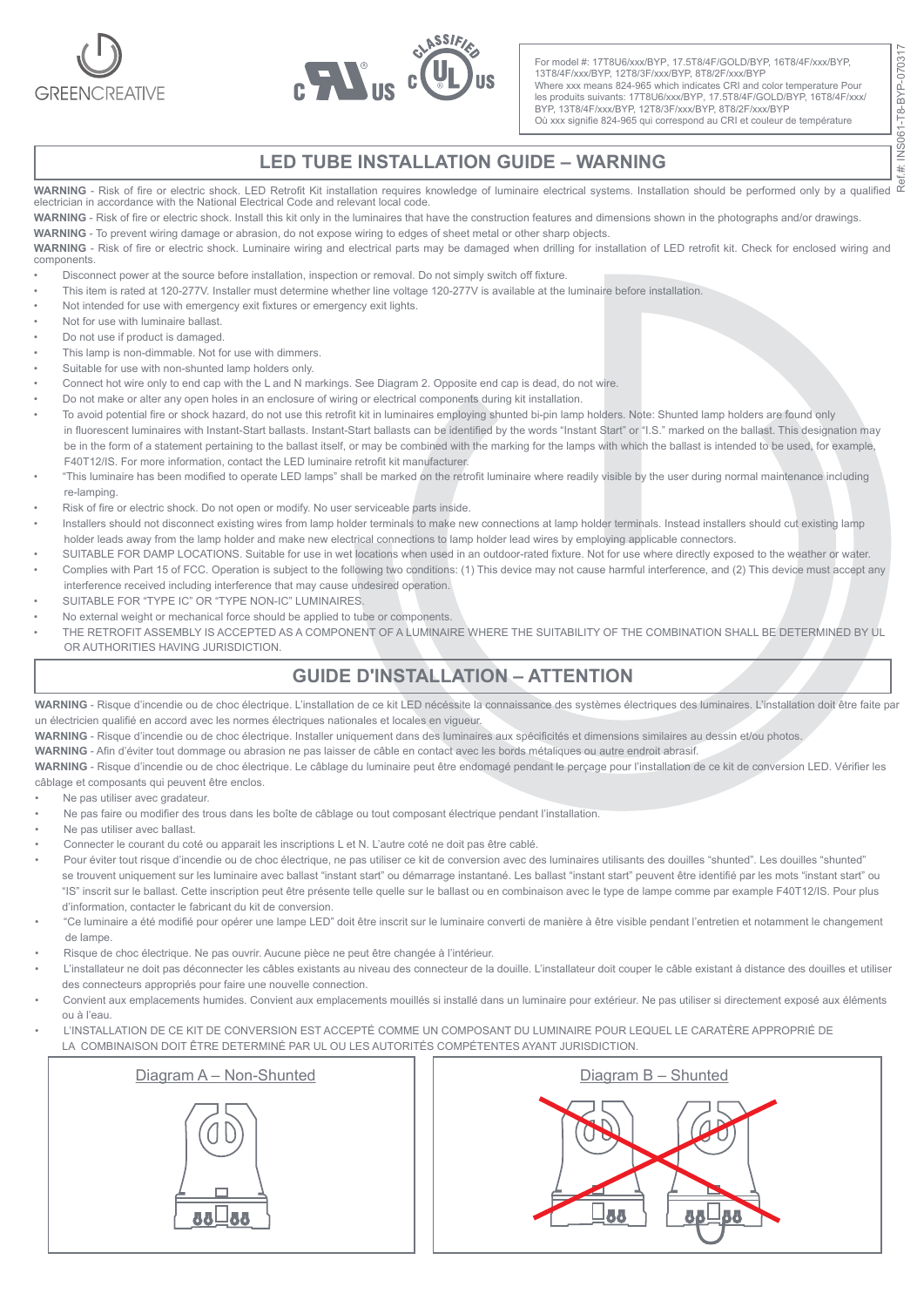GREENCREATIVE

For model #: 17T8U6/xxx/BYP, 17.5T8/4F/GOLD/BYP, 16T8/4F/xxx/BYP, 13T8/4F/xxx/BYP, 12T8/3F/xxx/BYP, 8T8/2F/xxx/BYP
Where xxx means 824-965 which indicates CRI and color temperature Pour les produits suivants: 17T8U6/xxx/BYP, 17.5T8/4F/GOLD/BYP, 16T8/4F/xxx/BYP, 13T8/4F/xxx/BYP, 12T8/3F/xxx/BYP, 8T8/2F/xxx/BYP
Où xxx signifie 824-965 qui correspond au CRI et couleur de température

Ref.#: INS061-T8-BYP-070317

## LED TUBE INSTALLATION GUIDE – WARNING

**WARNING** - Risk of fire or electric shock. LED Retrofit Kit installation requires knowledge of luminaire electrical systems. Installation should be performed only by a qualified electrician in accordance with the National Electrical Code and relevant local code.

**WARNING** - Risk of fire or electric shock. Install this kit only in the luminaires that have the construction features and dimensions shown in the photographs and/or drawings.

**WARNING** - To prevent wiring damage or abrasion, do not expose wiring to edges of sheet metal or other sharp objects.

**WARNING** - Risk of fire or electric shock. Luminaire wiring and electrical parts may be damaged when drilling for installation of LED retrofit kit. Check for enclosed wiring and components.

- Disconnect power at the source before installation, inspection or removal. Do not simply switch off fixture.
- This item is rated at 120-277V. Installer must determine whether line voltage 120-277V is available at the luminaire before installation.
- Not intended for use with emergency exit fixtures or emergency exit lights.
- Not for use with luminaire ballast.
- Do not use if product is damaged.
- This lamp is non-dimmable. Not for use with dimmers.
- Suitable for use with non-shunted lamp holders only.
- Connect hot wire only to end cap with the L and N markings. See Diagram 2. Opposite end cap is dead, do not wire.
- Do not make or alter any open holes in an enclosure of wiring or electrical components during kit installation.
- To avoid potential fire or shock hazard, do not use this retrofit kit in luminaires employing shunted bi-pin lamp holders. Note: Shunted lamp holders are found only in fluorescent luminaires with Instant-Start ballasts. Instant-Start ballasts can be identified by the words "Instant Start" or "I.S." marked on the ballast. This designation may be in the form of a statement pertaining to the ballast itself, or may be combined with the marking for the lamps with which the ballast is intended to be used, for example, F40T12/IS. For more information, contact the LED luminaire retrofit kit manufacturer.
- "This luminaire has been modified to operate LED lamps" shall be marked on the retrofit luminaire where readily visible by the user during normal maintenance including re-lamping.
- Risk of fire or electric shock. Do not open or modify. No user serviceable parts inside.
- Installers should not disconnect existing wires from lamp holder terminals to make new connections at lamp holder terminals. Instead installers should cut existing lamp holder leads away from the lamp holder and make new electrical connections to lamp holder lead wires by employing applicable connectors.
- SUITABLE FOR DAMP LOCATIONS. Suitable for use in wet locations when used in an outdoor-rated fixture. Not for use where directly exposed to the weather or water.
- Complies with Part 15 of FCC. Operation is subject to the following two conditions: (1) This device may not cause harmful interference, and (2) This device must accept any interference received including interference that may cause undesired operation.
- SUITABLE FOR "TYPE IC" OR "TYPE NON-IC" LUMINAIRES.
- No external weight or mechanical force should be applied to tube or components.
- THE RETROFIT ASSEMBLY IS ACCEPTED AS A COMPONENT OF A LUMINAIRE WHERE THE SUITABILITY OF THE COMBINATION SHALL BE DETERMINED BY UL OR AUTHORITIES HAVING JURISDICTION.

## GUIDE D'INSTALLATION – ATTENTION

**WARNING** - Risque d'incendie ou de choc électrique. L'installation de ce kit LED nécéssite la connaissance des systèmes électriques des luminaires. L'installation doit être faite par un électricien qualifié en accord avec les normes électriques nationales et locales en vigueur.

**WARNING** - Risque d'incendie ou de choc électrique. Installer uniquement dans des luminaires aux spécificités et dimensions similaires au dessin et/ou photos.

**WARNING** - Afin d'éviter tout dommage ou abrasion ne pas laisser de câble en contact avec les bords métaliques ou autre endroit abrasif.

**WARNING** - Risque d'incendie ou de choc électrique. Le câblage du luminaire peut être endomagé pendant le perçage pour l'installation de ce kit de conversion LED. Vérifier les câblage et composants qui peuvent être enclos.

- Ne pas utiliser avec gradateur.
- Ne pas faire ou modifier des trous dans les boîte de câblage ou tout composant électrique pendant l'installation.
- Ne pas utiliser avec ballast.
- Connecter le courant du coté ou apparait les inscriptions L et N. L'autre coté ne doit pas être cablé.
- Pour éviter tout risque d'incendie ou de choc électrique, ne pas utiliser ce kit de conversion avec des luminaires utilisants des douilles "shunted". Les douilles "shunted" se trouvent uniquement sur les luminaire avec ballast "instant start" ou démarrage instantané. Les ballast "instant start" peuvent être identifié par les mots "instant start" ou "IS" inscrit sur le ballast. Cette inscription peut être présente telle quelle sur le ballast ou en combinaison avec le type de lampe comme par example F40T12/IS. Pour plus d'information, contacter le fabricant du kit de conversion.
- "Ce luminaire a été modifié pour opérer une lampe LED" doit être inscrit sur le luminaire converti de manière à être visible pendant l'entretien et notamment le changement de lampe.
- Risque de choc électrique. Ne pas ouvrir. Aucune pièce ne peut être changée à l'intérieur.
- L'installateur ne doit pas déconnecter les câbles existants au niveau des connecteur de la douille. L'installateur doit couper le câble existant à distance des douilles et utiliser des connecteurs appropriés pour faire une nouvelle connection.
- Convient aux emplacements humides. Convient aux emplacements mouillés si installé dans un luminaire pour extérieur. Ne pas utiliser si directement exposé aux éléments ou à l'eau.
- L'INSTALLATION DE CE KIT DE CONVERSION EST ACCEPTÉ COMME UN COMPOSANT DU LUMINAIRE POUR LEQUEL LE CARATÈRE APPROPRIÉ DE LA COMBINAISON DOIT ÊTRE DETERMINÉ PAR UL OU LES AUTORITÉS COMPÉTENTES AYANT JURISDICTION.

Diagram A – Non-Shunted

Diagram B – Shunted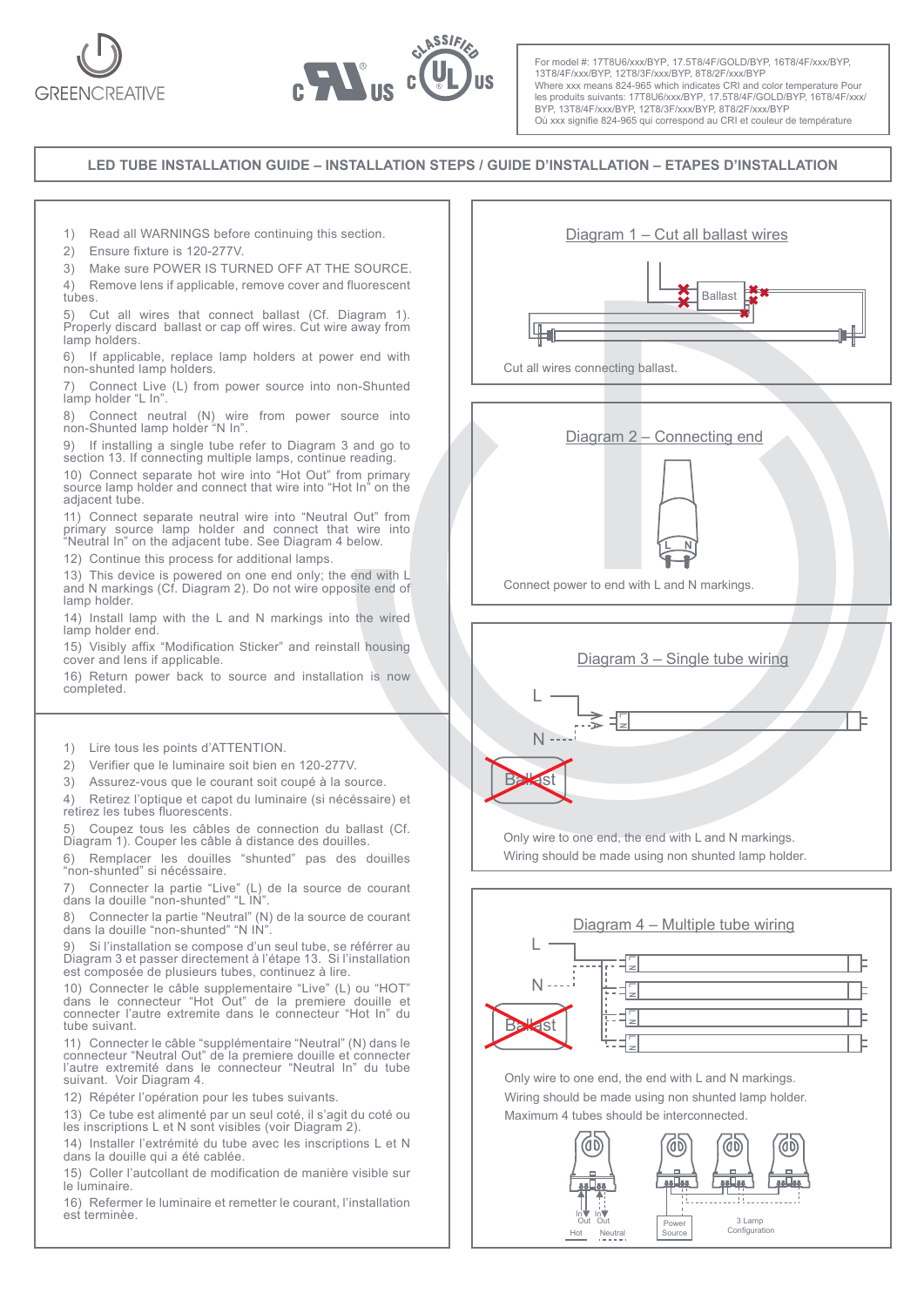GREENCREATIVE

For model #: 17T8U6/xxx/BYP, 17.5T8/4F/GOLD/BYP, 16T8/4F/xxx/BYP, 13T8/4F/xxx/BYP, 12T8/3F/xxx/BYP, 8T8/2F/xxx/BYP
Where xxx means 824-965 which indicates CRI and color temperature Pour les produits suivants: 17T8U6/xxx/BYP, 17.5T8/4F/GOLD/BYP, 16T8/4F/xxx/BYP, 13T8/4F/xxx/BYP, 12T8/3F/xxx/BYP, 8T8/2F/xxx/BYP
Où xxx signifie 824-965 qui correspond au CRI et couleur de température

## LED TUBE INSTALLATION GUIDE – INSTALLATION STEPS / GUIDE D'INSTALLATION – ETAPES D'INSTALLATION

1) Read all WARNINGS before continuing this section.
2) Ensure fixture is 120-277V.
3) Make sure POWER IS TURNED OFF AT THE SOURCE.
4) Remove lens if applicable, remove cover and fluorescent tubes.
5) Cut all wires that connect ballast (Cf. Diagram 1). Properly discard ballast or cap off wires. Cut wire away from lamp holders.
6) If applicable, replace lamp holders at power end with non-shunted lamp holders.
7) Connect Live (L) from power source into non-Shunted lamp holder "L In".
8) Connect neutral (N) wire from power source into non-Shunted lamp holder "N In".
9) If installing a single tube refer to Diagram 3 and go to section 13. If connecting multiple lamps, continue reading.
10) Connect separate hot wire into "Hot Out" from primary source lamp holder and connect that wire into "Hot In" on the adjacent tube.
11) Connect separate neutral wire into "Neutral Out" from primary source lamp holder and connect that wire into "Neutral In" on the adjacent tube. See Diagram 4 below.
12) Continue this process for additional lamps.
13) This device is powered on one end only; the end with L and N markings (Cf. Diagram 2). Do not wire opposite end of lamp holder.
14) Install lamp with the L and N markings into the wired lamp holder end.
15) Visibly affix "Modification Sticker" and reinstall housing cover and lens if applicable.
16) Return power back to source and installation is now completed.

1) Lire tous les points d'ATTENTION.
2) Verifier que le luminaire soit bien en 120-277V.
3) Assurez-vous que le courant soit coupé à la source.
4) Retirez l'optique et capot du luminaire (si nécéssaire) et retirez les tubes fluorescents.
5) Coupez tous les câbles de connection du ballast (Cf. Diagram 1). Couper les câble à distance des douilles.
6) Remplacer les douilles "shunted" pas des douilles "non-shunted" si nécéssaire.
7) Connecter la partie "Live" (L) de la source de courant dans la douille "non-shunted" "L IN".
8) Connecter la partie "Neutral" (N) de la source de courant dans la douille "non-shunted" "N IN".
9) Si l'installation se compose d'un seul tube, se référrer au Diagram 3 et passer directement à l'étape 13. Si l'installation est composée de plusieurs tubes, continuez à lire.
10) Connecter le câble supplementaire "Live" (L) ou "HOT" dans le connecteur "Hot Out" de la premiere douille et connecter l'autre extremite dans le connecteur "Hot In" du tube suivant.
11) Connecter le câble "supplémentaire "Neutral" (N) dans le connecteur "Neutral Out" de la premiere douille et connecter l'autre extremité dans le connecteur "Neutral In" du tube suivant. Voir Diagram 4.
12) Répéter l'opération pour les tubes suivants.
13) Ce tube est alimenté par un seul coté, il s'agit du coté ou les inscriptions L et N sont visibles (voir Diagram 2).
14) Installer l'extrémité du tube avec les inscriptions L et N dans la douille qui a été cablée.
15) Coller l'autcollant de modification de manière visible sur le luminaire.
16) Refermer le luminaire et remetter le courant, l'installation est terminèe.

### Diagram 1 – Cut all ballast wires

Ballast

Cut all wires connecting ballast.

### Diagram 2 – Connecting end

L N

Connect power to end with L and N markings.

### Diagram 3 – Single tube wiring

L
N
Ballast

Only wire to one end, the end with L and N markings.
Wiring should be made using non shunted lamp holder.

### Diagram 4 – Multiple tube wiring

L
N
Ballast

Only wire to one end, the end with L and N markings.
Wiring should be made using non shunted lamp holder.
Maximum 4 tubes should be interconnected.

In Out In Out
Hot Neutral
Power Source
3 Lamp Configuration